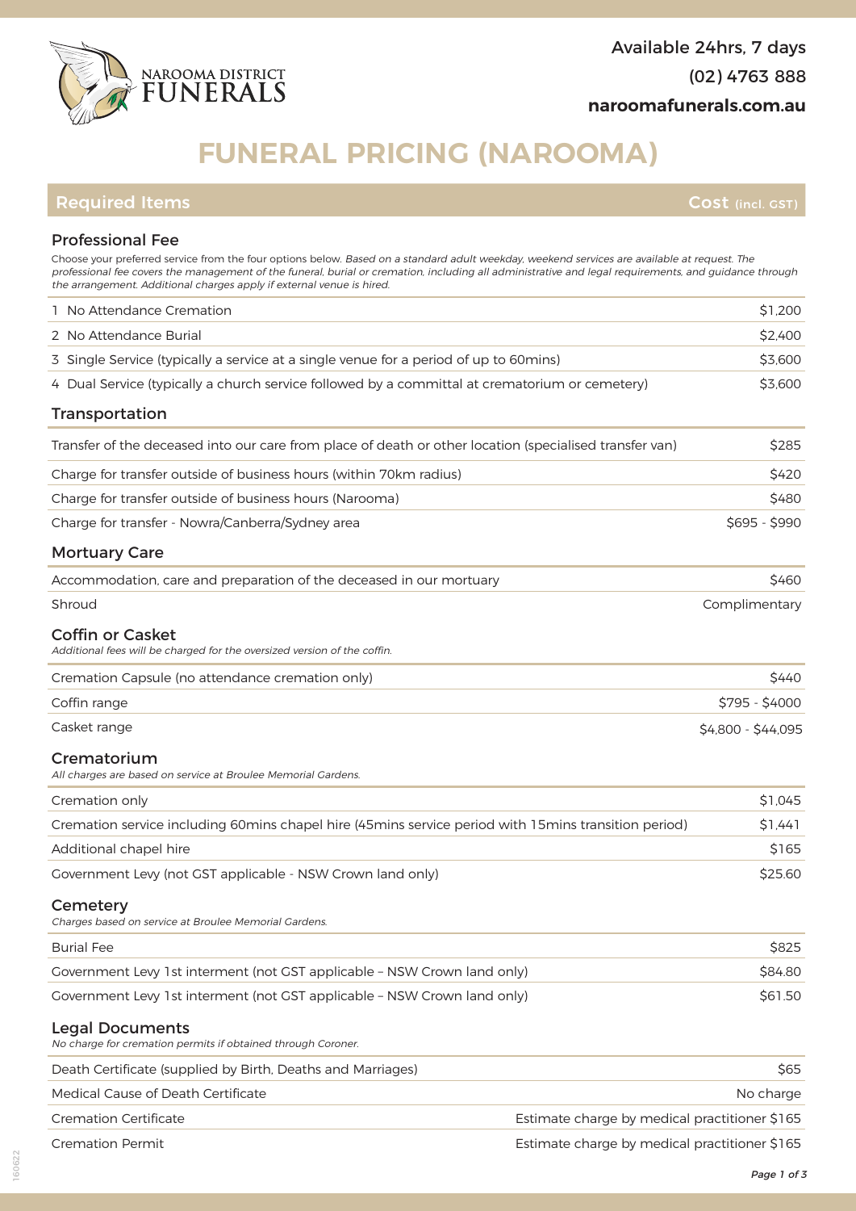Available 24hrs, 7 days

(02) 4763 888

**naroomafunerals.com.au**

# FUNERAL PRICING (NAROOMA)

| Required Items | Cost (incl. GST) |
|---|---|

## Professional Fee

Choose your preferred service from the four options below. *Based on a standard adult weekday, weekend services are available at request. The professional fee covers the management of the funeral, burial or cremation, including all administrative and legal requirements, and guidance through the arrangement. Additional charges apply if external venue is hired.*

| Item | Cost |
|---|---|
| 1 No Attendance Cremation | $1,200 |
| 2 No Attendance Burial | $2,400 |
| 3 Single Service (typically a service at a single venue for a period of up to 60mins) | $3,600 |
| 4 Dual Service (typically a church service followed by a committal at crematorium or cemetery) | $3,600 |

## Transportation

| Item | Cost |
|---|---|
| Transfer of the deceased into our care from place of death or other location (specialised transfer van) | $285 |
| Charge for transfer outside of business hours (within 70km radius) | $420 |
| Charge for transfer outside of business hours (Narooma) | $480 |
| Charge for transfer - Nowra/Canberra/Sydney area | $695 - $990 |

## Mortuary Care

| Item | Cost |
|---|---|
| Accommodation, care and preparation of the deceased in our mortuary | $460 |
| Shroud | Complimentary |

## Coffin or Casket

*Additional fees will be charged for the oversized version of the coffin.*

| Item | Cost |
|---|---|
| Cremation Capsule (no attendance cremation only) | $440 |
| Coffin range | $795 - $4000 |
| Casket range | $4,800 - $44,095 |

## Crematorium

*All charges are based on service at Broulee Memorial Gardens.*

| Item | Cost |
|---|---|
| Cremation only | $1,045 |
| Cremation service including 60mins chapel hire (45mins service period with 15mins transition period) | $1,441 |
| Additional chapel hire | $165 |
| Government Levy (not GST applicable - NSW Crown land only) | $25.60 |

## Cemetery

*Charges based on service at Broulee Memorial Gardens.*

| Item | Cost |
|---|---|
| Burial Fee | $825 |
| Government Levy 1st interment (not GST applicable – NSW Crown land only) | $84.80 |
| Government Levy 1st interment (not GST applicable – NSW Crown land only) | $61.50 |

## Legal Documents

*No charge for cremation permits if obtained through Coroner.*

| Item | Cost |
|---|---|
| Death Certificate (supplied by Birth, Deaths and Marriages) | $65 |
| Medical Cause of Death Certificate | No charge |
| Cremation Certificate | Estimate charge by medical practitioner $165 |
| Cremation Permit | Estimate charge by medical practitioner $165 |

160622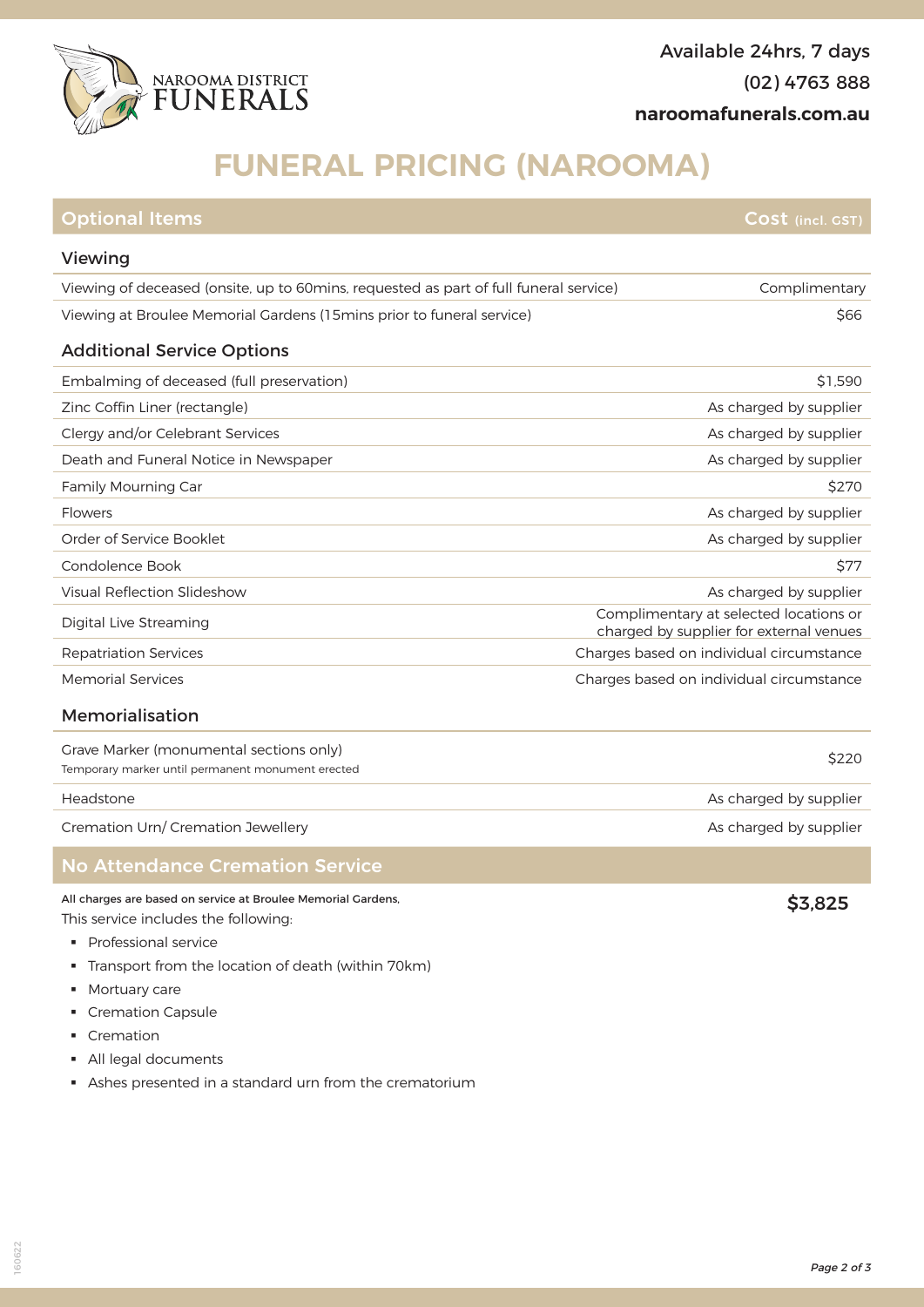Available 24hrs, 7 days

(02) 4763 888

**naroomafunerals.com.au**

# FUNERAL PRICING (NAROOMA)

| Optional Items | Cost (incl. GST) |
|---|---|
| **Viewing** | |
| Viewing of deceased (onsite, up to 60mins, requested as part of full funeral service) | Complimentary |
| Viewing at Broulee Memorial Gardens (15mins prior to funeral service) | $66 |
| **Additional Service Options** | |
| Embalming of deceased (full preservation) | $1,590 |
| Zinc Coffin Liner (rectangle) | As charged by supplier |
| Clergy and/or Celebrant Services | As charged by supplier |
| Death and Funeral Notice in Newspaper | As charged by supplier |
| Family Mourning Car | $270 |
| Flowers | As charged by supplier |
| Order of Service Booklet | As charged by supplier |
| Condolence Book | $77 |
| Visual Reflection Slideshow | As charged by supplier |
| Digital Live Streaming | Complimentary at selected locations or charged by supplier for external venues |
| Repatriation Services | Charges based on individual circumstance |
| Memorial Services | Charges based on individual circumstance |
| **Memorialisation** | |
| Grave Marker (monumental sections only)<br>Temporary marker until permanent monument erected | $220 |
| Headstone | As charged by supplier |
| Cremation Urn/ Cremation Jewellery | As charged by supplier |

## No Attendance Cremation Service

All charges are based on service at Broulee Memorial Gardens,

**$3,825**

This service includes the following:

- Professional service
- Transport from the location of death (within 70km)
- Mortuary care
- Cremation Capsule
- Cremation
- All legal documents
- Ashes presented in a standard urn from the crematorium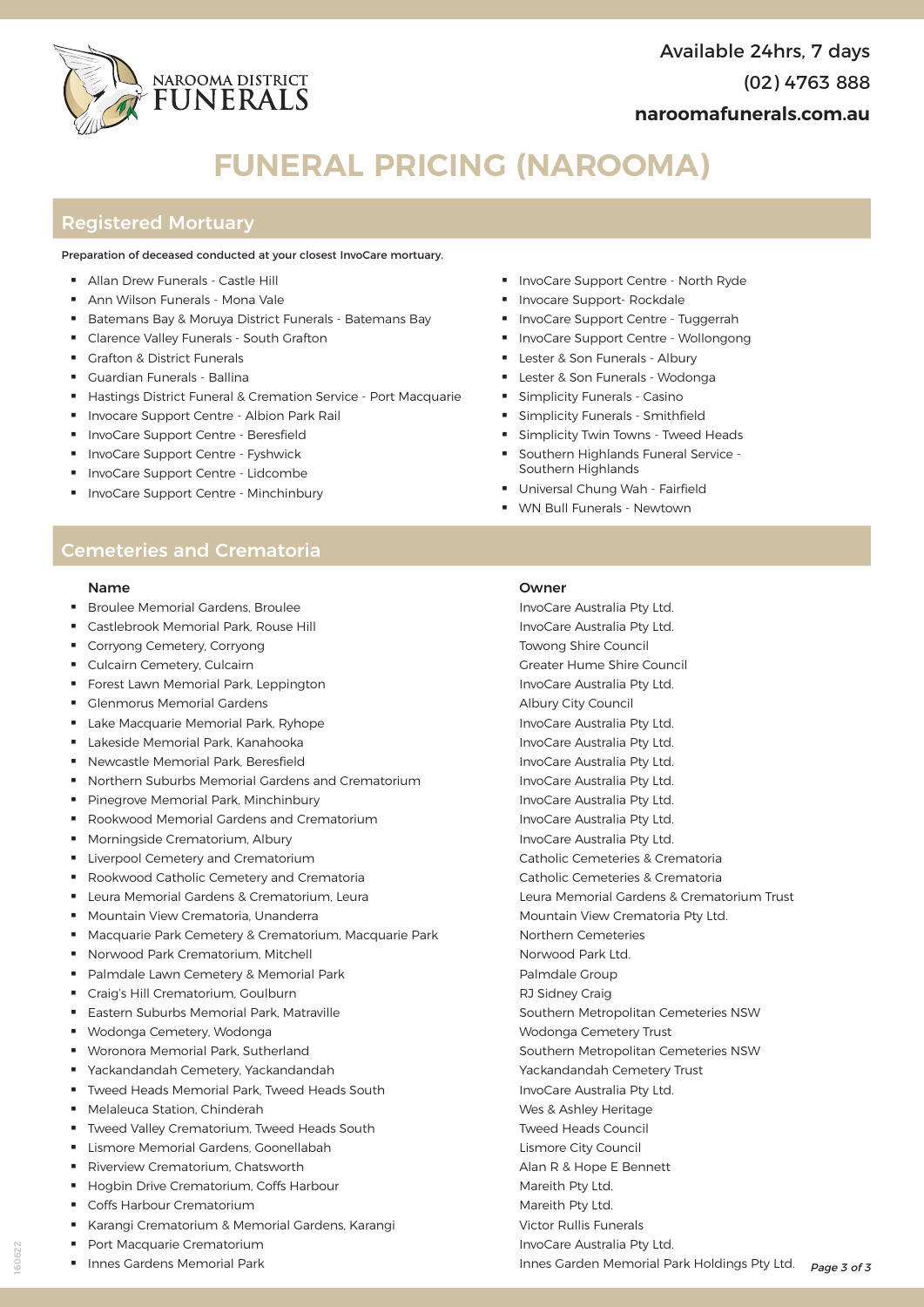NAROOMA DISTRICT FUNERALS

Available 24hrs, 7 days

(02) 4763 888

**naroomafunerals.com.au**

# FUNERAL PRICING (NAROOMA)

## Registered Mortuary

Preparation of deceased conducted at your closest InvoCare mortuary.

- Allan Drew Funerals - Castle Hill
- Ann Wilson Funerals - Mona Vale
- Batemans Bay & Moruya District Funerals - Batemans Bay
- Clarence Valley Funerals - South Grafton
- Grafton & District Funerals
- Guardian Funerals - Ballina
- Hastings District Funeral & Cremation Service - Port Macquarie
- Invocare Support Centre - Albion Park Rail
- InvoCare Support Centre - Beresfield
- InvoCare Support Centre - Fyshwick
- InvoCare Support Centre - Lidcombe
- InvoCare Support Centre - Minchinbury
- InvoCare Support Centre - North Ryde
- Invocare Support- Rockdale
- InvoCare Support Centre - Tuggerrah
- InvoCare Support Centre - Wollongong
- Lester & Son Funerals - Albury
- Lester & Son Funerals - Wodonga
- Simplicity Funerals - Casino
- Simplicity Funerals - Smithfield
- Simplicity Twin Towns - Tweed Heads
- Southern Highlands Funeral Service - Southern Highlands
- Universal Chung Wah - Fairfield
- WN Bull Funerals - Newtown

## Cemeteries and Crematoria

| Name | Owner |
|---|---|
| Broulee Memorial Gardens, Broulee | InvoCare Australia Pty Ltd. |
| Castlebrook Memorial Park, Rouse Hill | InvoCare Australia Pty Ltd. |
| Corryong Cemetery, Corryong | Towong Shire Council |
| Culcairn Cemetery, Culcairn | Greater Hume Shire Council |
| Forest Lawn Memorial Park, Leppington | InvoCare Australia Pty Ltd. |
| Glenmorus Memorial Gardens | Albury City Council |
| Lake Macquarie Memorial Park, Ryhope | InvoCare Australia Pty Ltd. |
| Lakeside Memorial Park, Kanahooka | InvoCare Australia Pty Ltd. |
| Newcastle Memorial Park, Beresfield | InvoCare Australia Pty Ltd. |
| Northern Suburbs Memorial Gardens and Crematorium | InvoCare Australia Pty Ltd. |
| Pinegrove Memorial Park, Minchinbury | InvoCare Australia Pty Ltd. |
| Rookwood Memorial Gardens and Crematorium | InvoCare Australia Pty Ltd. |
| Morningside Crematorium, Albury | InvoCare Australia Pty Ltd. |
| Liverpool Cemetery and Crematorium | Catholic Cemeteries & Crematoria |
| Rookwood Catholic Cemetery and Crematoria | Catholic Cemeteries & Crematoria |
| Leura Memorial Gardens & Crematorium, Leura | Leura Memorial Gardens & Crematorium Trust |
| Mountain View Crematoria, Unanderra | Mountain View Crematoria Pty Ltd. |
| Macquarie Park Cemetery & Crematorium, Macquarie Park | Northern Cemeteries |
| Norwood Park Crematorium, Mitchell | Norwood Park Ltd. |
| Palmdale Lawn Cemetery & Memorial Park | Palmdale Group |
| Craig's Hill Crematorium, Goulburn | RJ Sidney Craig |
| Eastern Suburbs Memorial Park, Matraville | Southern Metropolitan Cemeteries NSW |
| Wodonga Cemetery, Wodonga | Wodonga Cemetery Trust |
| Woronora Memorial Park, Sutherland | Southern Metropolitan Cemeteries NSW |
| Yackandandah Cemetery, Yackandandah | Yackandandah Cemetery Trust |
| Tweed Heads Memorial Park, Tweed Heads South | InvoCare Australia Pty Ltd. |
| Melaleuca Station, Chinderah | Wes & Ashley Heritage |
| Tweed Valley Crematorium, Tweed Heads South | Tweed Heads Council |
| Lismore Memorial Gardens, Goonellabah | Lismore City Council |
| Riverview Crematorium, Chatsworth | Alan R & Hope E Bennett |
| Hogbin Drive Crematorium, Coffs Harbour | Mareith Pty Ltd. |
| Coffs Harbour Crematorium | Mareith Pty Ltd. |
| Karangi Crematorium & Memorial Gardens, Karangi | Victor Rullis Funerals |
| Port Macquarie Crematorium | InvoCare Australia Pty Ltd. |
| Innes Gardens Memorial Park | Innes Garden Memorial Park Holdings Pty Ltd. |

160622